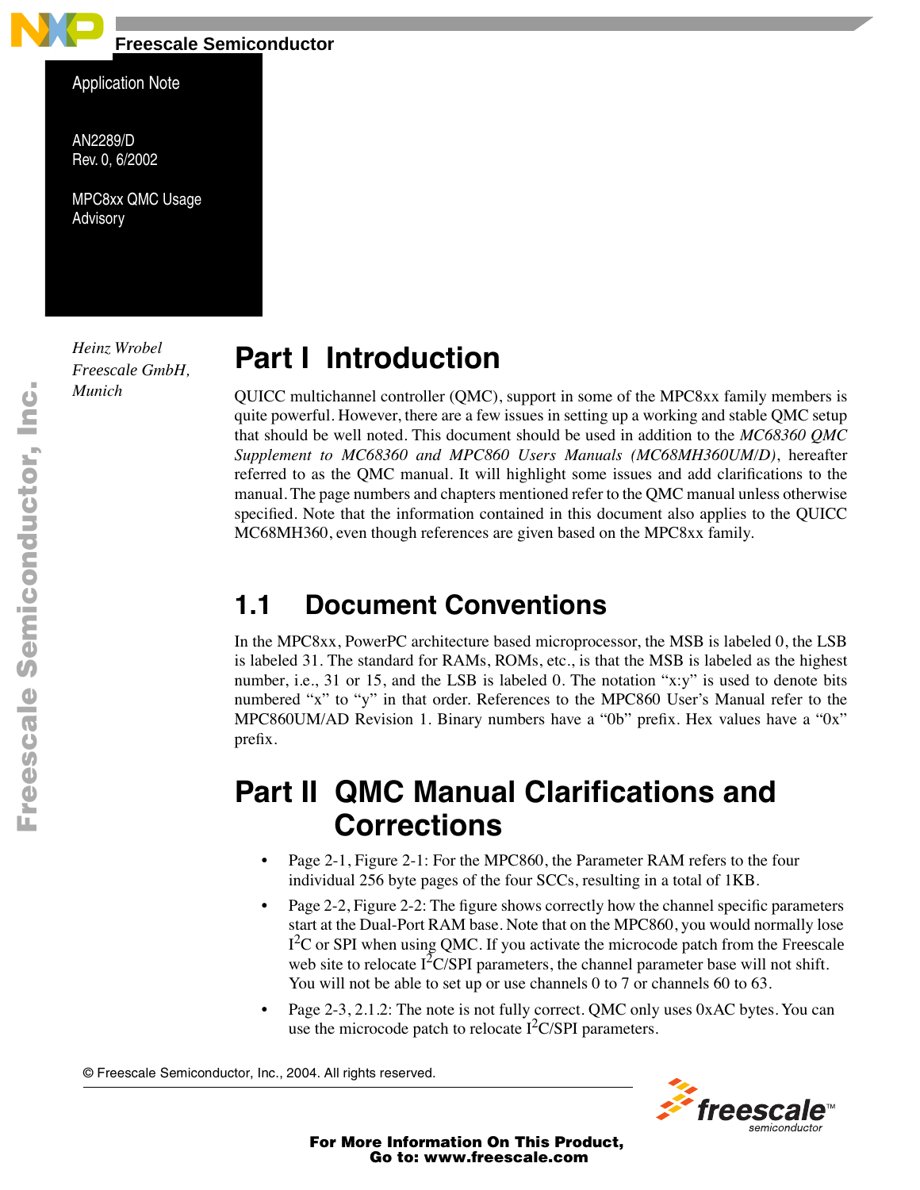Freescale Semiconductor

Application Note

AN2289/D
Rev. 0, 6/2002

MPC8xx QMC Usage Advisory

*Heinz Wrobel*
*Freescale GmbH, Munich*

# Part I Introduction

QUICC multichannel controller (QMC), support in some of the MPC8xx family members is quite powerful. However, there are a few issues in setting up a working and stable QMC setup that should be well noted. This document should be used in addition to the *MC68360 QMC Supplement to MC68360 and MPC860 Users Manuals (MC68MH360UM/D)*, hereafter referred to as the QMC manual. It will highlight some issues and add clarifications to the manual. The page numbers and chapters mentioned refer to the QMC manual unless otherwise specified. Note that the information contained in this document also applies to the QUICC MC68MH360, even though references are given based on the MPC8xx family.

## 1.1 Document Conventions

In the MPC8xx, PowerPC architecture based microprocessor, the MSB is labeled 0, the LSB is labeled 31. The standard for RAMs, ROMs, etc., is that the MSB is labeled as the highest number, i.e., 31 or 15, and the LSB is labeled 0. The notation "x:y" is used to denote bits numbered "x" to "y" in that order. References to the MPC860 User's Manual refer to the MPC860UM/AD Revision 1. Binary numbers have a "0b" prefix. Hex values have a "0x" prefix.

# Part II QMC Manual Clarifications and Corrections

- Page 2-1, Figure 2-1: For the MPC860, the Parameter RAM refers to the four individual 256 byte pages of the four SCCs, resulting in a total of 1KB.
- Page 2-2, Figure 2-2: The figure shows correctly how the channel specific parameters start at the Dual-Port RAM base. Note that on the MPC860, you would normally lose $I^2C$ or SPI when using QMC. If you activate the microcode patch from the Freescale web site to relocate $I^2C$/SPI parameters, the channel parameter base will not shift. You will not be able to set up or use channels 0 to 7 or channels 60 to 63.
- Page 2-3, 2.1.2: The note is not fully correct. QMC only uses 0xAC bytes. You can use the microcode patch to relocate $I^2C$/SPI parameters.

© Freescale Semiconductor, Inc., 2004. All rights reserved.

For More Information On This Product,
Go to: www.freescale.com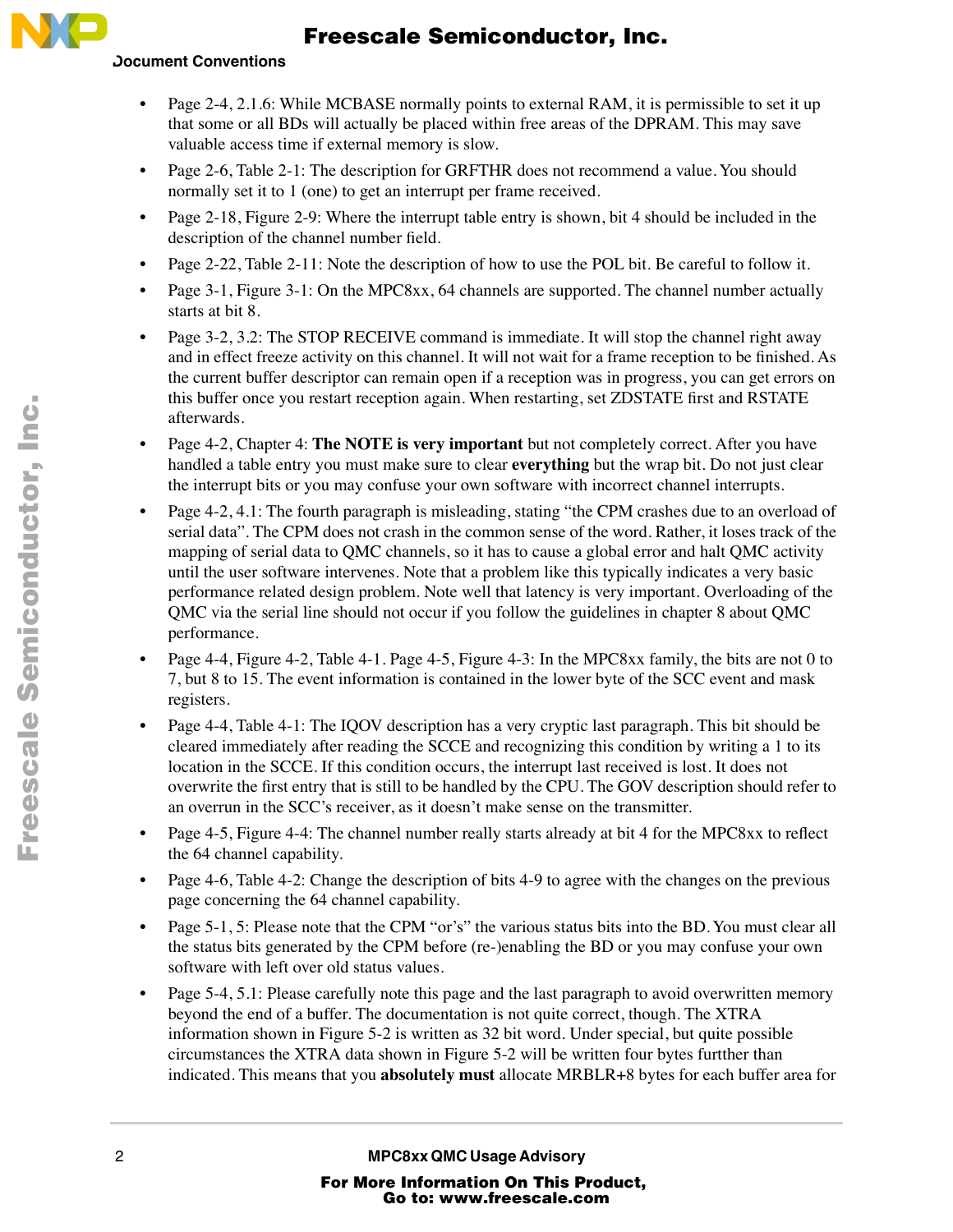- Page 2-4, 2.1.6: While MCBASE normally points to external RAM, it is permissible to set it up that some or all BDs will actually be placed within free areas of the DPRAM. This may save valuable access time if external memory is slow.
- Page 2-6, Table 2-1: The description for GRFTHR does not recommend a value. You should normally set it to 1 (one) to get an interrupt per frame received.
- Page 2-18, Figure 2-9: Where the interrupt table entry is shown, bit 4 should be included in the description of the channel number field.
- Page 2-22, Table 2-11: Note the description of how to use the POL bit. Be careful to follow it.
- Page 3-1, Figure 3-1: On the MPC8xx, 64 channels are supported. The channel number actually starts at bit 8.
- Page 3-2, 3.2: The STOP RECEIVE command is immediate. It will stop the channel right away and in effect freeze activity on this channel. It will not wait for a frame reception to be finished. As the current buffer descriptor can remain open if a reception was in progress, you can get errors on this buffer once you restart reception again. When restarting, set ZDSTATE first and RSTATE afterwards.
- Page 4-2, Chapter 4: **The NOTE is very important** but not completely correct. After you have handled a table entry you must make sure to clear **everything** but the wrap bit. Do not just clear the interrupt bits or you may confuse your own software with incorrect channel interrupts.
- Page 4-2, 4.1: The fourth paragraph is misleading, stating "the CPM crashes due to an overload of serial data". The CPM does not crash in the common sense of the word. Rather, it loses track of the mapping of serial data to QMC channels, so it has to cause a global error and halt QMC activity until the user software intervenes. Note that a problem like this typically indicates a very basic performance related design problem. Note well that latency is very important. Overloading of the QMC via the serial line should not occur if you follow the guidelines in chapter 8 about QMC performance.
- Page 4-4, Figure 4-2, Table 4-1. Page 4-5, Figure 4-3: In the MPC8xx family, the bits are not 0 to 7, but 8 to 15. The event information is contained in the lower byte of the SCC event and mask registers.
- Page 4-4, Table 4-1: The IQOV description has a very cryptic last paragraph. This bit should be cleared immediately after reading the SCCE and recognizing this condition by writing a 1 to its location in the SCCE. If this condition occurs, the interrupt last received is lost. It does not overwrite the first entry that is still to be handled by the CPU. The GOV description should refer to an overrun in the SCC's receiver, as it doesn't make sense on the transmitter.
- Page 4-5, Figure 4-4: The channel number really starts already at bit 4 for the MPC8xx to reflect the 64 channel capability.
- Page 4-6, Table 4-2: Change the description of bits 4-9 to agree with the changes on the previous page concerning the 64 channel capability.
- Page 5-1, 5: Please note that the CPM "or's" the various status bits into the BD. You must clear all the status bits generated by the CPM before (re-)enabling the BD or you may confuse your own software with left over old status values.
- Page 5-4, 5.1: Please carefully note this page and the last paragraph to avoid overwritten memory beyond the end of a buffer. The documentation is not quite correct, though. The XTRA information shown in Figure 5-2 is written as 32 bit word. Under special, but quite possible circumstances the XTRA data shown in Figure 5-2 will be written four bytes furtther than indicated. This means that you **absolutely must** allocate MRBLR+8 bytes for each buffer area for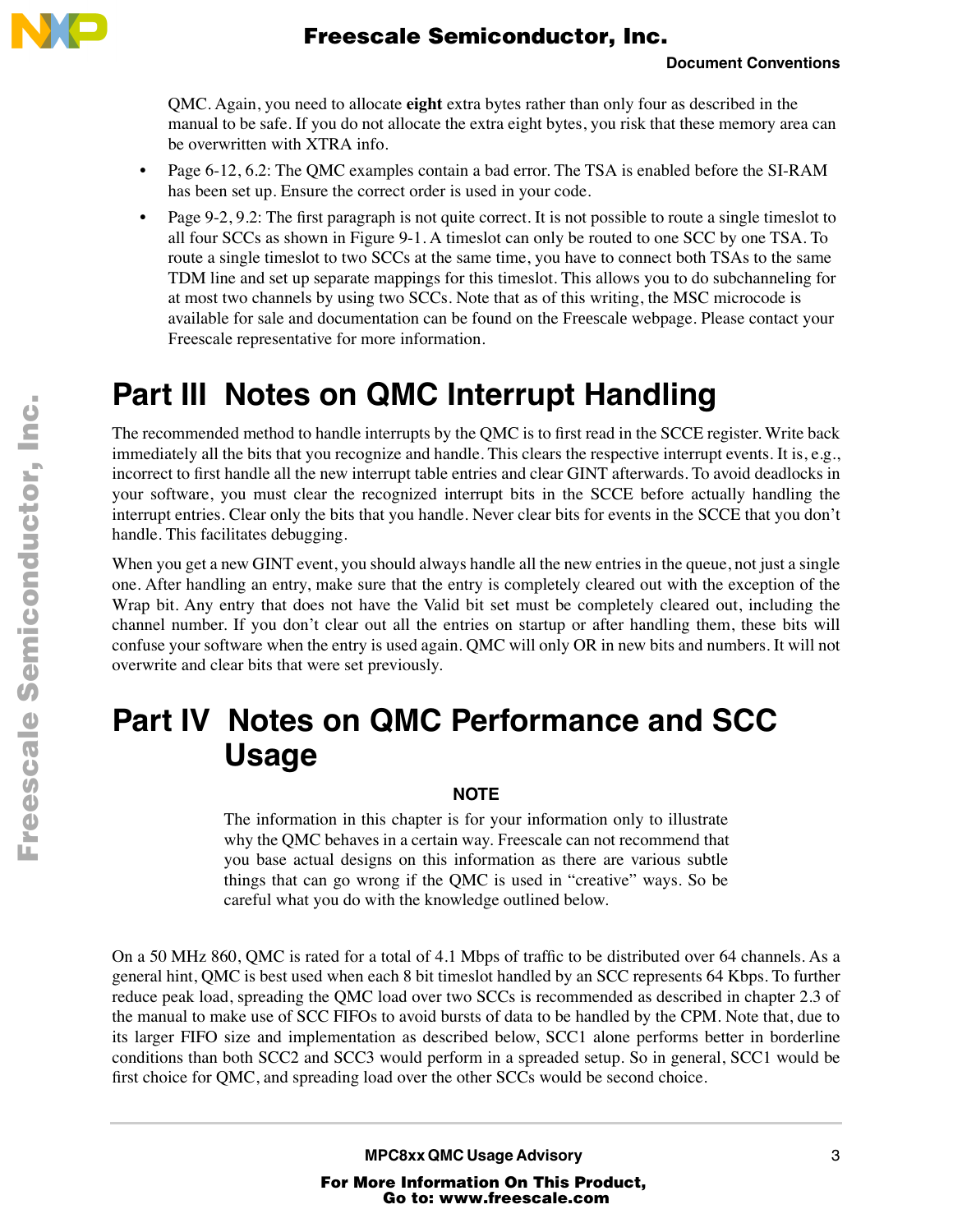QMC. Again, you need to allocate **eight** extra bytes rather than only four as described in the manual to be safe. If you do not allocate the extra eight bytes, you risk that these memory area can be overwritten with XTRA info.

- Page 6-12, 6.2: The QMC examples contain a bad error. The TSA is enabled before the SI-RAM has been set up. Ensure the correct order is used in your code.
- Page 9-2, 9.2: The first paragraph is not quite correct. It is not possible to route a single timeslot to all four SCCs as shown in Figure 9-1. A timeslot can only be routed to one SCC by one TSA. To route a single timeslot to two SCCs at the same time, you have to connect both TSAs to the same TDM line and set up separate mappings for this timeslot. This allows you to do subchanneling for at most two channels by using two SCCs. Note that as of this writing, the MSC microcode is available for sale and documentation can be found on the Freescale webpage. Please contact your Freescale representative for more information.

# Part III Notes on QMC Interrupt Handling

The recommended method to handle interrupts by the QMC is to first read in the SCCE register. Write back immediately all the bits that you recognize and handle. This clears the respective interrupt events. It is, e.g., incorrect to first handle all the new interrupt table entries and clear GINT afterwards. To avoid deadlocks in your software, you must clear the recognized interrupt bits in the SCCE before actually handling the interrupt entries. Clear only the bits that you handle. Never clear bits for events in the SCCE that you don't handle. This facilitates debugging.

When you get a new GINT event, you should always handle all the new entries in the queue, not just a single one. After handling an entry, make sure that the entry is completely cleared out with the exception of the Wrap bit. Any entry that does not have the Valid bit set must be completely cleared out, including the channel number. If you don't clear out all the entries on startup or after handling them, these bits will confuse your software when the entry is used again. QMC will only OR in new bits and numbers. It will not overwrite and clear bits that were set previously.

# Part IV Notes on QMC Performance and SCC Usage

**NOTE**

The information in this chapter is for your information only to illustrate why the QMC behaves in a certain way. Freescale can not recommend that you base actual designs on this information as there are various subtle things that can go wrong if the QMC is used in "creative" ways. So be careful what you do with the knowledge outlined below.

On a 50 MHz 860, QMC is rated for a total of 4.1 Mbps of traffic to be distributed over 64 channels. As a general hint, QMC is best used when each 8 bit timeslot handled by an SCC represents 64 Kbps. To further reduce peak load, spreading the QMC load over two SCCs is recommended as described in chapter 2.3 of the manual to make use of SCC FIFOs to avoid bursts of data to be handled by the CPM. Note that, due to its larger FIFO size and implementation as described below, SCC1 alone performs better in borderline conditions than both SCC2 and SCC3 would perform in a spreaded setup. So in general, SCC1 would be first choice for QMC, and spreading load over the other SCCs would be second choice.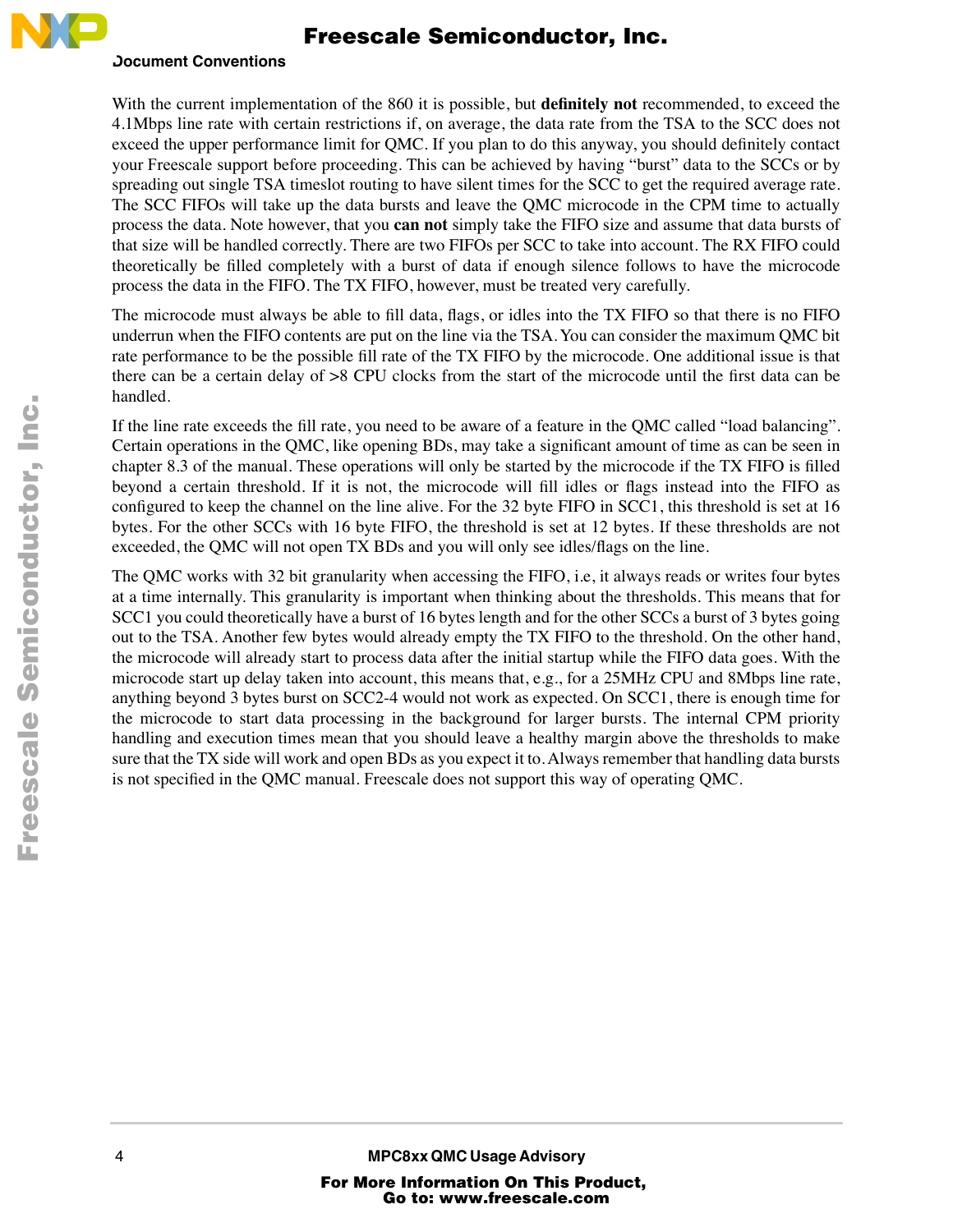With the current implementation of the 860 it is possible, but **definitely not** recommended, to exceed the 4.1Mbps line rate with certain restrictions if, on average, the data rate from the TSA to the SCC does not exceed the upper performance limit for QMC. If you plan to do this anyway, you should definitely contact your Freescale support before proceeding. This can be achieved by having "burst" data to the SCCs or by spreading out single TSA timeslot routing to have silent times for the SCC to get the required average rate. The SCC FIFOs will take up the data bursts and leave the QMC microcode in the CPM time to actually process the data. Note however, that you **can not** simply take the FIFO size and assume that data bursts of that size will be handled correctly. There are two FIFOs per SCC to take into account. The RX FIFO could theoretically be filled completely with a burst of data if enough silence follows to have the microcode process the data in the FIFO. The TX FIFO, however, must be treated very carefully.

The microcode must always be able to fill data, flags, or idles into the TX FIFO so that there is no FIFO underrun when the FIFO contents are put on the line via the TSA. You can consider the maximum QMC bit rate performance to be the possible fill rate of the TX FIFO by the microcode. One additional issue is that there can be a certain delay of >8 CPU clocks from the start of the microcode until the first data can be handled.

If the line rate exceeds the fill rate, you need to be aware of a feature in the QMC called "load balancing". Certain operations in the QMC, like opening BDs, may take a significant amount of time as can be seen in chapter 8.3 of the manual. These operations will only be started by the microcode if the TX FIFO is filled beyond a certain threshold. If it is not, the microcode will fill idles or flags instead into the FIFO as configured to keep the channel on the line alive. For the 32 byte FIFO in SCC1, this threshold is set at 16 bytes. For the other SCCs with 16 byte FIFO, the threshold is set at 12 bytes. If these thresholds are not exceeded, the QMC will not open TX BDs and you will only see idles/flags on the line.

The QMC works with 32 bit granularity when accessing the FIFO, i.e, it always reads or writes four bytes at a time internally. This granularity is important when thinking about the thresholds. This means that for SCC1 you could theoretically have a burst of 16 bytes length and for the other SCCs a burst of 3 bytes going out to the TSA. Another few bytes would already empty the TX FIFO to the threshold. On the other hand, the microcode will already start to process data after the initial startup while the FIFO data goes. With the microcode start up delay taken into account, this means that, e.g., for a 25MHz CPU and 8Mbps line rate, anything beyond 3 bytes burst on SCC2-4 would not work as expected. On SCC1, there is enough time for the microcode to start data processing in the background for larger bursts. The internal CPM priority handling and execution times mean that you should leave a healthy margin above the thresholds to make sure that the TX side will work and open BDs as you expect it to. Always remember that handling data bursts is not specified in the QMC manual. Freescale does not support this way of operating QMC.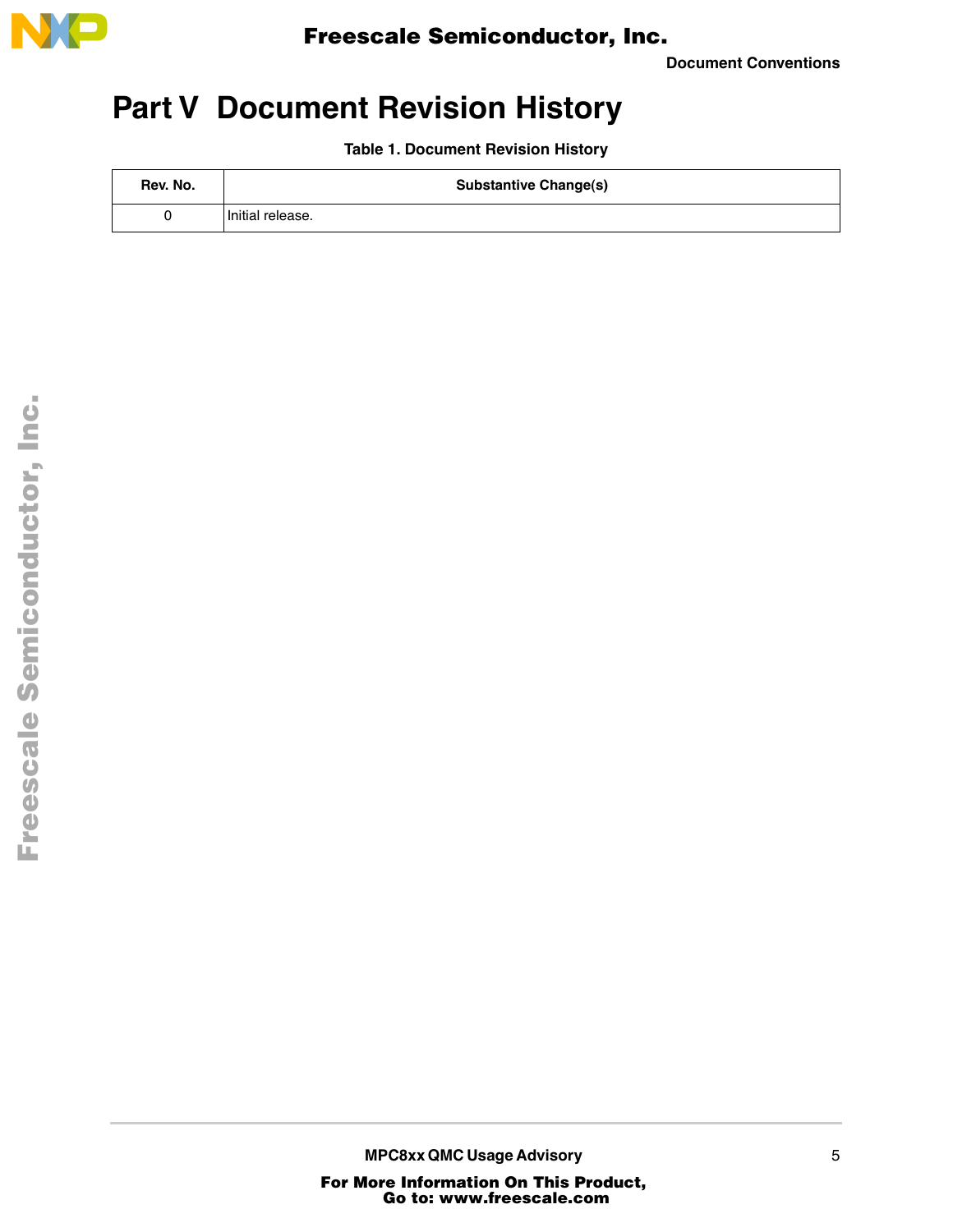# Part V Document Revision History

**Table 1. Document Revision History**

| Rev. No. | Substantive Change(s) |
|---|---|
| 0 | Initial release. |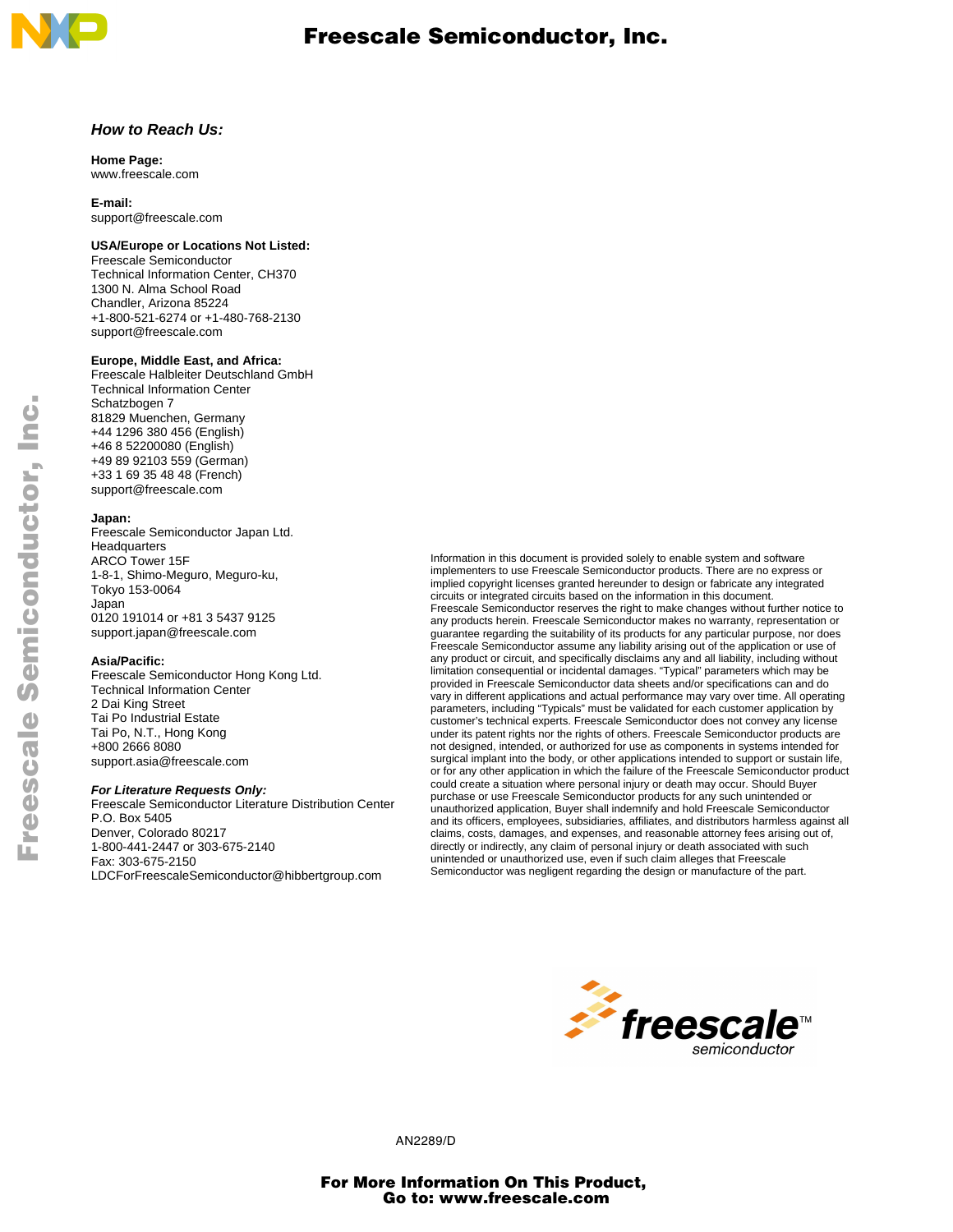### *How to Reach Us:*

**Home Page:**
www.freescale.com

**E-mail:**
support@freescale.com

**USA/Europe or Locations Not Listed:**
Freescale Semiconductor
Technical Information Center, CH370
1300 N. Alma School Road
Chandler, Arizona 85224
+1-800-521-6274 or +1-480-768-2130
support@freescale.com

**Europe, Middle East, and Africa:**
Freescale Halbleiter Deutschland GmbH
Technical Information Center
Schatzbogen 7
81829 Muenchen, Germany
+44 1296 380 456 (English)
+46 8 52200080 (English)
+49 89 92103 559 (German)
+33 1 69 35 48 48 (French)
support@freescale.com

**Japan:**
Freescale Semiconductor Japan Ltd.
Headquarters
ARCO Tower 15F
1-8-1, Shimo-Meguro, Meguro-ku,
Tokyo 153-0064
Japan
0120 191014 or +81 3 5437 9125
support.japan@freescale.com

**Asia/Pacific:**
Freescale Semiconductor Hong Kong Ltd.
Technical Information Center
2 Dai King Street
Tai Po Industrial Estate
Tai Po, N.T., Hong Kong
+800 2666 8080
support.asia@freescale.com

***For Literature Requests Only:***
Freescale Semiconductor Literature Distribution Center
P.O. Box 5405
Denver, Colorado 80217
1-800-441-2447 or 303-675-2140
Fax: 303-675-2150
LDCForFreescaleSemiconductor@hibbertgroup.com

Information in this document is provided solely to enable system and software implementers to use Freescale Semiconductor products. There are no express or implied copyright licenses granted hereunder to design or fabricate any integrated circuits or integrated circuits based on the information in this document.
Freescale Semiconductor reserves the right to make changes without further notice to any products herein. Freescale Semiconductor makes no warranty, representation or guarantee regarding the suitability of its products for any particular purpose, nor does Freescale Semiconductor assume any liability arising out of the application or use of any product or circuit, and specifically disclaims any and all liability, including without limitation consequential or incidental damages. "Typical" parameters which may be provided in Freescale Semiconductor data sheets and/or specifications can and do vary in different applications and actual performance may vary over time. All operating parameters, including "Typicals" must be validated for each customer application by customer's technical experts. Freescale Semiconductor does not convey any license under its patent rights nor the rights of others. Freescale Semiconductor products are not designed, intended, or authorized for use as components in systems intended for surgical implant into the body, or other applications intended to support or sustain life, or for any other application in which the failure of the Freescale Semiconductor product could create a situation where personal injury or death may occur. Should Buyer purchase or use Freescale Semiconductor products for any such unintended or unauthorized application, Buyer shall indemnify and hold Freescale Semiconductor and its officers, employees, subsidiaries, affiliates, and distributors harmless against all claims, costs, damages, and expenses, and reasonable attorney fees arising out of, directly or indirectly, any claim of personal injury or death associated with such unintended or unauthorized use, even if such claim alleges that Freescale Semiconductor was negligent regarding the design or manufacture of the part.

freescale™ semiconductor

AN2289/D